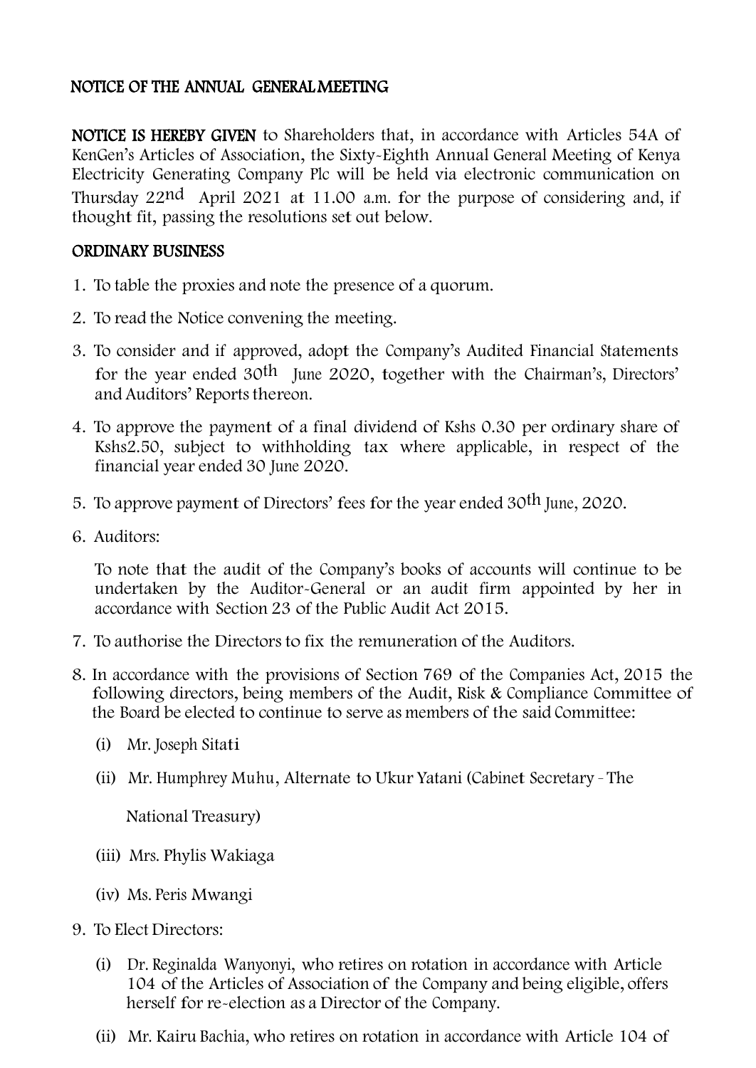# NOTICE OF THE ANNUAL GENERAL MEETING

**NOTICE IS HEREBY GIVEN** to Shareholders that, in accordance with Articles 54A of KenGen's Articles of Association, the Sixty-Eighth Annual General Meeting of Kenya Electricity Generating Company Plc will be held via electronic communication on Thursday 22nd April 2021 at 11.00 a.m. for the purpose of considering and, if thought fit, passing the resolutions set out below.

## ORDINARY BUSINESS

1. To table the proxies and note the presence of a quorum.
2. To read the Notice convening the meeting.
3. To consider and if approved, adopt the Company's Audited Financial Statements for the year ended 30th June 2020, together with the Chairman's, Directors' and Auditors' Reports thereon.
4. To approve the payment of a final dividend of Kshs 0.30 per ordinary share of Kshs2.50, subject to withholding tax where applicable, in respect of the financial year ended 30 June 2020.
5. To approve payment of Directors' fees for the year ended 30th June, 2020.
6. Auditors:

   To note that the audit of the Company's books of accounts will continue to be undertaken by the Auditor-General or an audit firm appointed by her in accordance with Section 23 of the Public Audit Act 2015.
7. To authorise the Directors to fix the remuneration of the Auditors.
8. In accordance with the provisions of Section 769 of the Companies Act, 2015 the following directors, being members of the Audit, Risk & Compliance Committee of the Board be elected to continue to serve as members of the said Committee:
   - (i) Mr. Joseph Sitati
   - (ii) Mr. Humphrey Muhu, Alternate to Ukur Yatani (Cabinet Secretary - The National Treasury)
   - (iii) Mrs. Phylis Wakiaga
   - (iv) Ms. Peris Mwangi
9. To Elect Directors:
   - (i) Dr. Reginalda Wanyonyi, who retires on rotation in accordance with Article 104 of the Articles of Association of the Company and being eligible, offers herself for re-election as a Director of the Company.
   - (ii) Mr. Kairu Bachia, who retires on rotation in accordance with Article 104 of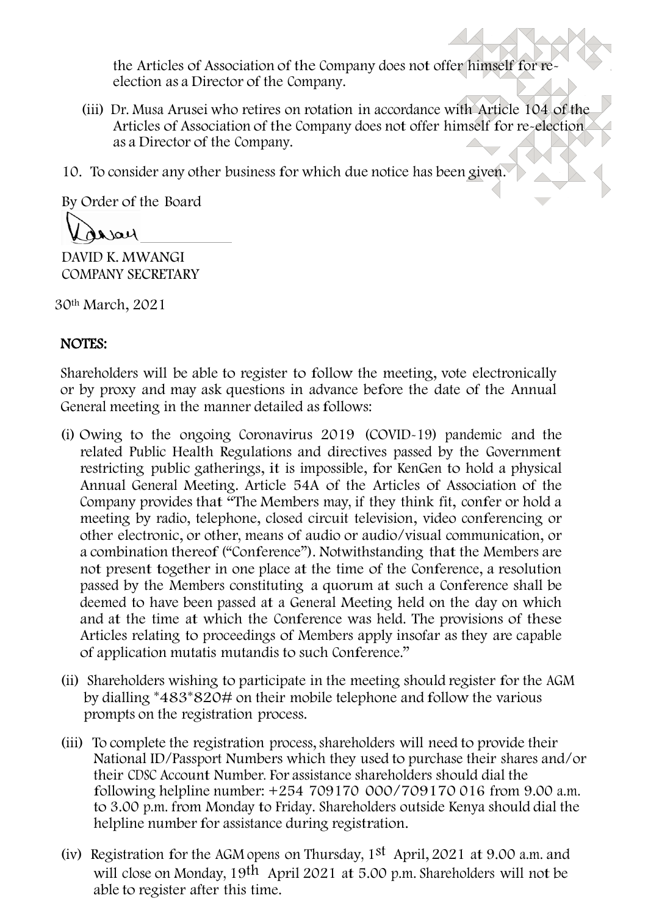the Articles of Association of the Company does not offer himself for re-election as a Director of the Company.

(iii) Dr. Musa Arusei who retires on rotation in accordance with Article 104 of the Articles of Association of the Company does not offer himself for re-election as a Director of the Company.

10. To consider any other business for which due notice has been given.

By Order of the Board

DAVID K. MWANGI
COMPANY SECRETARY

30th March, 2021

## NOTES:

Shareholders will be able to register to follow the meeting, vote electronically or by proxy and may ask questions in advance before the date of the Annual General meeting in the manner detailed as follows:

(i) Owing to the ongoing Coronavirus 2019 (COVID-19) pandemic and the related Public Health Regulations and directives passed by the Government restricting public gatherings, it is impossible, for KenGen to hold a physical Annual General Meeting. Article 54A of the Articles of Association of the Company provides that "The Members may, if they think fit, confer or hold a meeting by radio, telephone, closed circuit television, video conferencing or other electronic, or other, means of audio or audio/visual communication, or a combination thereof ("Conference"). Notwithstanding that the Members are not present together in one place at the time of the Conference, a resolution passed by the Members constituting a quorum at such a Conference shall be deemed to have been passed at a General Meeting held on the day on which and at the time at which the Conference was held. The provisions of these Articles relating to proceedings of Members apply insofar as they are capable of application mutatis mutandis to such Conference."

(ii) Shareholders wishing to participate in the meeting should register for the AGM by dialling *483*820# on their mobile telephone and follow the various prompts on the registration process.

(iii) To complete the registration process, shareholders will need to provide their National ID/Passport Numbers which they used to purchase their shares and/or their CDSC Account Number. For assistance shareholders should dial the following helpline number: +254 709170 000/709170 016 from 9.00 a.m. to 3.00 p.m. from Monday to Friday. Shareholders outside Kenya should dial the helpline number for assistance during registration.

(iv) Registration for the AGM opens on Thursday, 1st April, 2021 at 9.00 a.m. and will close on Monday, 19th April 2021 at 5.00 p.m. Shareholders will not be able to register after this time.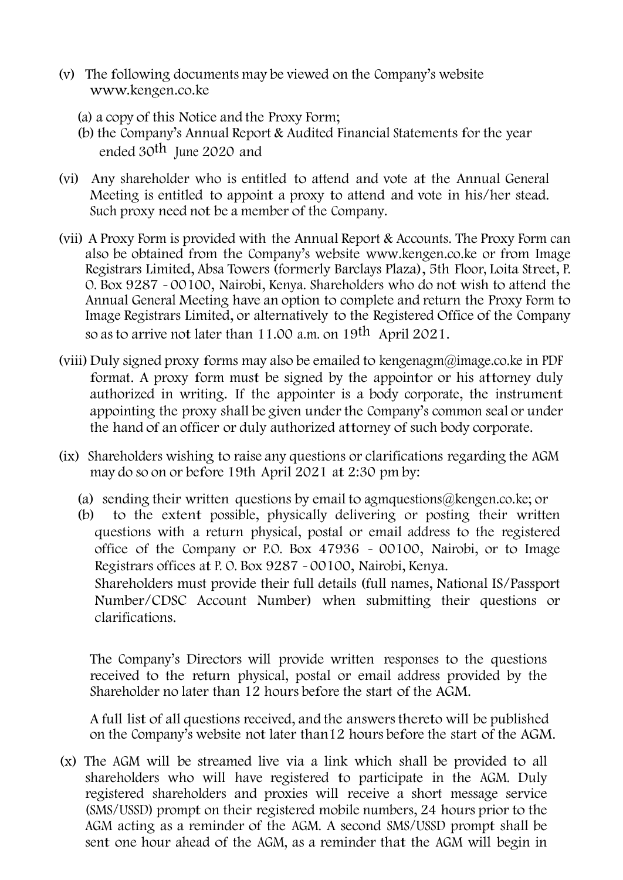(v) The following documents may be viewed on the Company's website www.kengen.co.ke

   (a) a copy of this Notice and the Proxy Form;
   (b) the Company's Annual Report & Audited Financial Statements for the year ended 30th June 2020 and

(vi) Any shareholder who is entitled to attend and vote at the Annual General Meeting is entitled to appoint a proxy to attend and vote in his/her stead. Such proxy need not be a member of the Company.

(vii) A Proxy Form is provided with the Annual Report & Accounts. The Proxy Form can also be obtained from the Company's website www.kengen.co.ke or from Image Registrars Limited, Absa Towers (formerly Barclays Plaza), 5th Floor, Loita Street, P. O. Box 9287 - 00100, Nairobi, Kenya. Shareholders who do not wish to attend the Annual General Meeting have an option to complete and return the Proxy Form to Image Registrars Limited, or alternatively to the Registered Office of the Company so as to arrive not later than 11.00 a.m. on 19th April 2021.

(viii) Duly signed proxy forms may also be emailed to kengenagm@image.co.ke in PDF format. A proxy form must be signed by the appointor or his attorney duly authorized in writing. If the appointer is a body corporate, the instrument appointing the proxy shall be given under the Company's common seal or under the hand of an officer or duly authorized attorney of such body corporate.

(ix) Shareholders wishing to raise any questions or clarifications regarding the AGM may do so on or before 19th April 2021 at 2:30 pm by:

   (a) sending their written questions by email to agmquestions@kengen.co.ke; or
   (b) to the extent possible, physically delivering or posting their written questions with a return physical, postal or email address to the registered office of the Company or P.O. Box 47936 - 00100, Nairobi, or to Image Registrars offices at P. O. Box 9287 - 00100, Nairobi, Kenya.
   Shareholders must provide their full details (full names, National IS/Passport Number/CDSC Account Number) when submitting their questions or clarifications.

   The Company's Directors will provide written responses to the questions received to the return physical, postal or email address provided by the Shareholder no later than 12 hours before the start of the AGM.

   A full list of all questions received, and the answers thereto will be published on the Company's website not later than12 hours before the start of the AGM.

(x) The AGM will be streamed live via a link which shall be provided to all shareholders who will have registered to participate in the AGM. Duly registered shareholders and proxies will receive a short message service (SMS/USSD) prompt on their registered mobile numbers, 24 hours prior to the AGM acting as a reminder of the AGM. A second SMS/USSD prompt shall be sent one hour ahead of the AGM, as a reminder that the AGM will begin in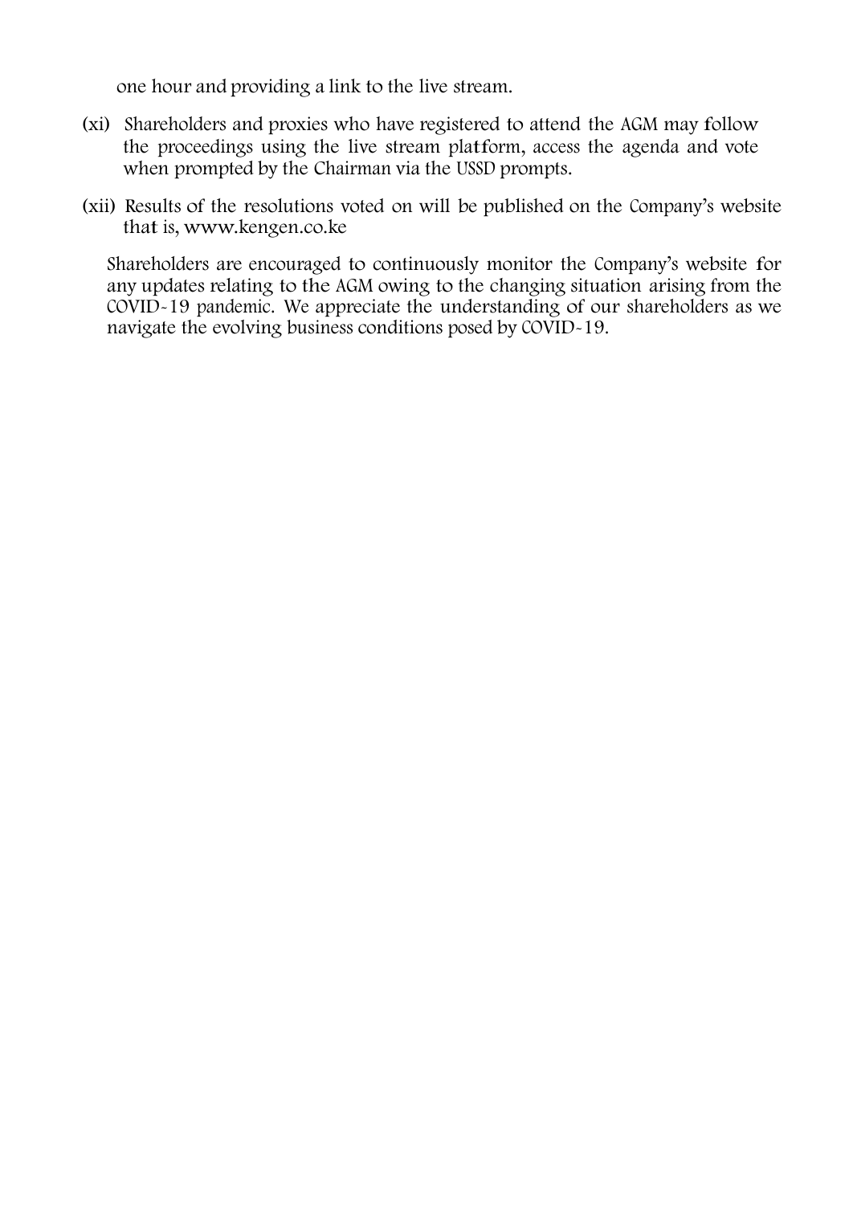one hour and providing a link to the live stream.

(xi) Shareholders and proxies who have registered to attend the AGM may follow the proceedings using the live stream platform, access the agenda and vote when prompted by the Chairman via the USSD prompts.

(xii) Results of the resolutions voted on will be published on the Company's website that is, www.kengen.co.ke

Shareholders are encouraged to continuously monitor the Company's website for any updates relating to the AGM owing to the changing situation arising from the COVID-19 pandemic. We appreciate the understanding of our shareholders as we navigate the evolving business conditions posed by COVID-19.